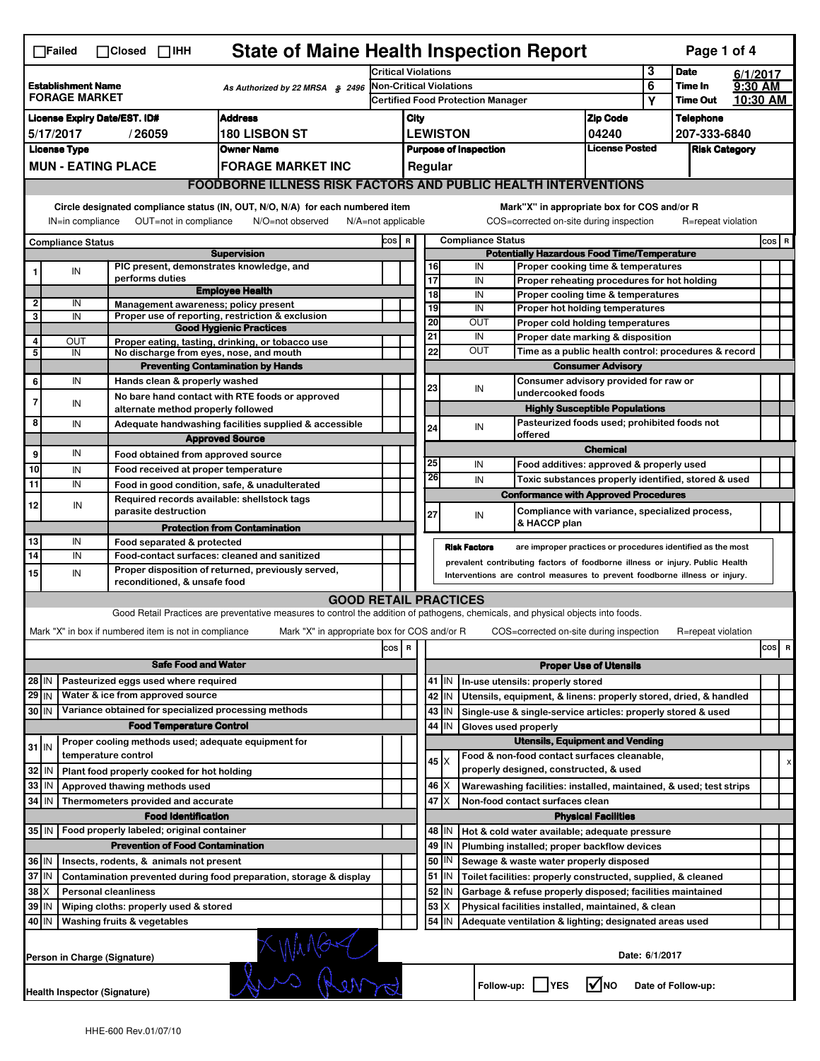☐Failed ☐Closed ☐IHH

# State of Maine Health Inspection Report

| | | | | |
|---|---|---|---|---|
| **Establishment Name** FORAGE MARKET | As Authorized by 22 MRSA § 2496 | Critical Violations | 3 | **Date** 6/1/2017 |
| | | Non-Critical Violations | 6 | **Time In** 9:30 AM |
| | | Certified Food Protection Manager | Y | **Time Out** 10:30 AM |

| License Expiry Date/EST. ID# | Address | City | Zip Code | Telephone |
|---|---|---|---|---|
| 5/17/2017 / 26059 | 180 LISBON ST | LEWISTON | 04240 | 207-333-6840 |

| License Type | Owner Name | Purpose of Inspection | License Posted | Risk Category |
|---|---|---|---|---|
| MUN - EATING PLACE | FORAGE MARKET INC | Regular | | |

## FOODBORNE ILLNESS RISK FACTORS AND PUBLIC HEALTH INTERVENTIONS

Circle designated compliance status (IN, OUT, N/O, N/A) for each numbered item — IN=in compliance OUT=not in compliance N/O=not observed N/A=not applicable

Mark"X" in appropriate box for COS and/or R — COS=corrected on-site during inspection R=repeat violation

| # | Compliance Status | Item | COS | R |
|---|---|---|---|---|
| | | **Supervision** | | |
| 1 | IN | PIC present, demonstrates knowledge, and performs duties | | |
| | | **Employee Health** | | |
| 2 | IN | Management awareness; policy present | | |
| 3 | IN | Proper use of reporting, restriction & exclusion | | |
| | | **Good Hygienic Practices** | | |
| 4 | OUT | Proper eating, tasting, drinking, or tobacco use | | |
| 5 | IN | No discharge from eyes, nose, and mouth | | |
| | | **Preventing Contamination by Hands** | | |
| 6 | IN | Hands clean & properly washed | | |
| 7 | IN | No bare hand contact with RTE foods or approved alternate method properly followed | | |
| 8 | IN | Adequate handwashing facilities supplied & accessible | | |
| | | **Approved Source** | | |
| 9 | IN | Food obtained from approved source | | |
| 10 | IN | Food received at proper temperature | | |
| 11 | IN | Food in good condition, safe, & unadulterated | | |
| 12 | IN | Required records available: shellstock tags parasite destruction | | |
| | | **Protection from Contamination** | | |
| 13 | IN | Food separated & protected | | |
| 14 | IN | Food-contact surfaces: cleaned and sanitized | | |
| 15 | IN | Proper disposition of returned, previously served, reconditioned, & unsafe food | | |
| | | **Potentially Hazardous Food Time/Temperature** | | |
| 16 | IN | Proper cooking time & temperatures | | |
| 17 | IN | Proper reheating procedures for hot holding | | |
| 18 | IN | Proper cooling time & temperatures | | |
| 19 | IN | Proper hot holding temperatures | | |
| 20 | OUT | Proper cold holding temperatures | | |
| 21 | IN | Proper date marking & disposition | | |
| 22 | OUT | Time as a public health control: procedures & record | | |
| | | **Consumer Advisory** | | |
| 23 | IN | Consumer advisory provided for raw or undercooked foods | | |
| | | **Highly Susceptible Populations** | | |
| 24 | IN | Pasteurized foods used; prohibited foods not offered | | |
| | | **Chemical** | | |
| 25 | IN | Food additives: approved & properly used | | |
| 26 | IN | Toxic substances properly identified, stored & used | | |
| | | **Conformance with Approved Procedures** | | |
| 27 | IN | Compliance with variance, specialized process, & HACCP plan | | |

**Risk Factors** are improper practices or procedures identified as the most prevalent contributing factors of foodborne illness or injury. Public Health Interventions are control measures to prevent foodborne illness or injury.

## GOOD RETAIL PRACTICES

Good Retail Practices are preventative measures to control the addition of pathogens, chemicals, and physical objects into foods.

Mark "X" in box if numbered item is not in compliance — Mark "X" in appropriate box for COS and/or R — COS=corrected on-site during inspection R=repeat violation

| # | Status | Item | COS | R |
|---|---|---|---|---|
| | | **Safe Food and Water** | | |
| 28 | IN | Pasteurized eggs used where required | | |
| 29 | IN | Water & ice from approved source | | |
| 30 | IN | Variance obtained for specialized processing methods | | |
| | | **Food Temperature Control** | | |
| 31 | IN | Proper cooling methods used; adequate equipment for temperature control | | |
| 32 | IN | Plant food properly cooked for hot holding | | |
| 33 | IN | Approved thawing methods used | | |
| 34 | IN | Thermometers provided and accurate | | |
| | | **Food Identification** | | |
| 35 | IN | Food properly labeled; original container | | |
| | | **Prevention of Food Contamination** | | |
| 36 | IN | Insects, rodents, & animals not present | | |
| 37 | IN | Contamination prevented during food preparation, storage & display | | |
| 38 | X | Personal cleanliness | | |
| 39 | IN | Wiping cloths: properly used & stored | | |
| 40 | IN | Washing fruits & vegetables | | |
| | | **Proper Use of Utensils** | | |
| 41 | IN | In-use utensils: properly stored | | |
| 42 | IN | Utensils, equipment, & linens: properly stored, dried, & handled | | |
| 43 | IN | Single-use & single-service articles: properly stored & used | | |
| 44 | IN | Gloves used properly | | |
| | | **Utensils, Equipment and Vending** | | |
| 45 | X | Food & non-food contact surfaces cleanable, properly designed, constructed, & used | | x |
| 46 | X | Warewashing facilities: installed, maintained, & used; test strips | | |
| 47 | X | Non-food contact surfaces clean | | |
| | | **Physical Facilities** | | |
| 48 | IN | Hot & cold water available; adequate pressure | | |
| 49 | IN | Plumbing installed; proper backflow devices | | |
| 50 | IN | Sewage & waste water properly disposed | | |
| 51 | IN | Toilet facilities: properly constructed, supplied, & cleaned | | |
| 52 | IN | Garbage & refuse properly disposed; facilities maintained | | |
| 53 | X | Physical facilities installed, maintained, & clean | | |
| 54 | IN | Adequate ventilation & lighting; designated areas used | | |

Person in Charge (Signature): [signature] Date: 6/1/2017

Health Inspector (Signature): [signature]

Follow-up: ☐ YES ☑ NO Date of Follow-up:

HHE-600 Rev.01/07/10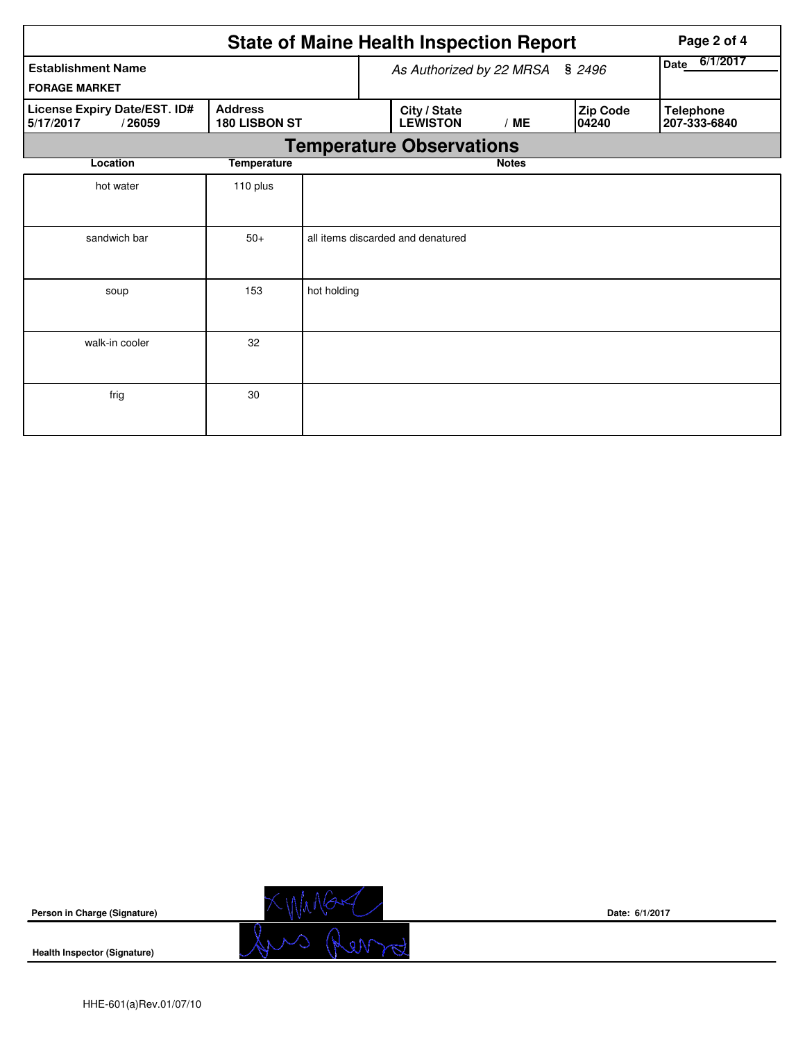# State of Maine Health Inspection Report

| Establishment Name | As Authorized by 22 MRSA § 2496 | | | Date 6/1/2017 |
|---|---|---|---|---|
| FORAGE MARKET | | | | |
| License Expiry Date/EST. ID# 5/17/2017 / 26059 | Address 180 LISBON ST | City / State LEWISTON / ME | Zip Code 04240 | Telephone 207-333-6840 |

## Temperature Observations

| Location | Temperature | Notes |
|---|---|---|
| hot water | 110 plus | |
| sandwich bar | 50+ | all items discarded and denatured |
| soup | 153 | hot holding |
| walk-in cooler | 32 | |
| frig | 30 | |

Person in Charge (Signature)

Date: 6/1/2017

Health Inspector (Signature)

HHE-601(a)Rev.01/07/10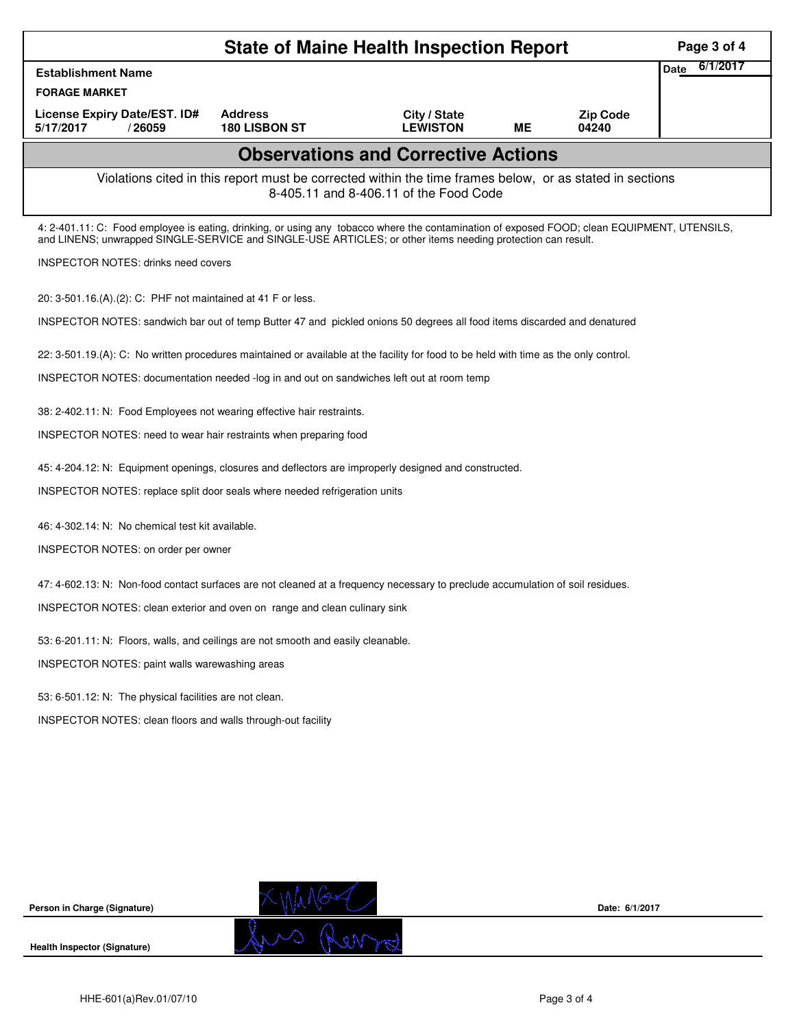# State of Maine Health Inspection Report

| | | | | | |
|---|---|---|---|---|---|
| **Establishment Name** | | | | | **Date** 6/1/2017 |
| **FORAGE MARKET** | | | | | |
| **License Expiry Date/EST. ID#** 5/17/2017 / 26059 | **Address** 180 LISBON ST | **City / State** LEWISTON | ME | **Zip Code** 04240 | |

## Observations and Corrective Actions

Violations cited in this report must be corrected within the time frames below, or as stated in sections 8-405.11 and 8-406.11 of the Food Code

4: 2-401.11: C: Food employee is eating, drinking, or using any tobacco where the contamination of exposed FOOD; clean EQUIPMENT, UTENSILS, and LINENS; unwrapped SINGLE-SERVICE and SINGLE-USE ARTICLES; or other items needing protection can result.

INSPECTOR NOTES: drinks need covers

20: 3-501.16.(A).(2): C: PHF not maintained at 41 F or less.

INSPECTOR NOTES: sandwich bar out of temp Butter 47 and pickled onions 50 degrees all food items discarded and denatured

22: 3-501.19.(A): C: No written procedures maintained or available at the facility for food to be held with time as the only control.

INSPECTOR NOTES: documentation needed -log in and out on sandwiches left out at room temp

38: 2-402.11: N: Food Employees not wearing effective hair restraints.

INSPECTOR NOTES: need to wear hair restraints when preparing food

45: 4-204.12: N: Equipment openings, closures and deflectors are improperly designed and constructed.

INSPECTOR NOTES: replace split door seals where needed refrigeration units

46: 4-302.14: N: No chemical test kit available.

INSPECTOR NOTES: on order per owner

47: 4-602.13: N: Non-food contact surfaces are not cleaned at a frequency necessary to preclude accumulation of soil residues.

INSPECTOR NOTES: clean exterior and oven on range and clean culinary sink

53: 6-201.11: N: Floors, walls, and ceilings are not smooth and easily cleanable.

INSPECTOR NOTES: paint walls warewashing areas

53: 6-501.12: N: The physical facilities are not clean.

INSPECTOR NOTES: clean floors and walls through-out facility

**Person in Charge (Signature)** **Date:** 6/1/2017

**Health Inspector (Signature)**

HHE-601(a)Rev.01/07/10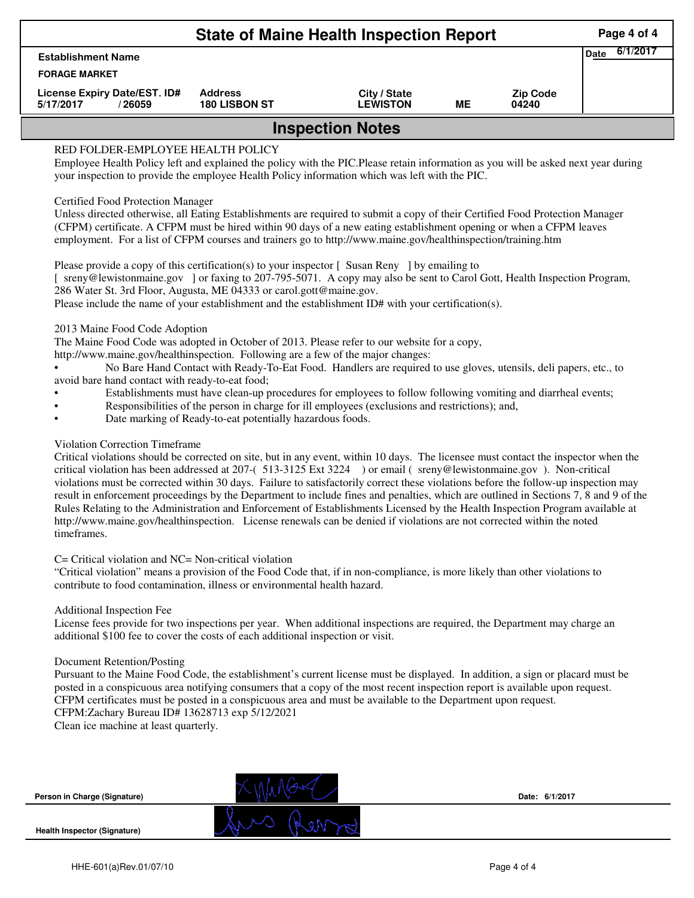# State of Maine Health Inspection Report

| Establishment Name | | | | | Date 6/1/2017 |
|---|---|---|---|---|---|
| FORAGE MARKET | | | | | |
| License Expiry Date/EST. ID# | Address | City / State | | Zip Code | |
| 5/17/2017 / 26059 | 180 LISBON ST | LEWISTON | ME | 04240 | |

## Inspection Notes

RED FOLDER-EMPLOYEE HEALTH POLICY
Employee Health Policy left and explained the policy with the PIC.Please retain information as you will be asked next year during your inspection to provide the employee Health Policy information which was left with the PIC.

Certified Food Protection Manager
Unless directed otherwise, all Eating Establishments are required to submit a copy of their Certified Food Protection Manager (CFPM) certificate. A CFPM must be hired within 90 days of a new eating establishment opening or when a CFPM leaves employment. For a list of CFPM courses and trainers go to http://www.maine.gov/healthinspection/training.htm

Please provide a copy of this certification(s) to your inspector [ Susan Reny ] by emailing to [ sreny@lewistonmaine.gov ] or faxing to 207-795-5071. A copy may also be sent to Carol Gott, Health Inspection Program, 286 Water St. 3rd Floor, Augusta, ME 04333 or carol.gott@maine.gov.
Please include the name of your establishment and the establishment ID# with your certification(s).

2013 Maine Food Code Adoption
The Maine Food Code was adopted in October of 2013. Please refer to our website for a copy, http://www.maine.gov/healthinspection. Following are a few of the major changes:

- No Bare Hand Contact with Ready-To-Eat Food. Handlers are required to use gloves, utensils, deli papers, etc., to avoid bare hand contact with ready-to-eat food;
- Establishments must have clean-up procedures for employees to follow following vomiting and diarrheal events;
- Responsibilities of the person in charge for ill employees (exclusions and restrictions); and,
- Date marking of Ready-to-eat potentially hazardous foods.

Violation Correction Timeframe
Critical violations should be corrected on site, but in any event, within 10 days. The licensee must contact the inspector when the critical violation has been addressed at 207-( 513-3125 Ext 3224 ) or email ( sreny@lewistonmaine.gov ). Non-critical violations must be corrected within 30 days. Failure to satisfactorily correct these violations before the follow-up inspection may result in enforcement proceedings by the Department to include fines and penalties, which are outlined in Sections 7, 8 and 9 of the Rules Relating to the Administration and Enforcement of Establishments Licensed by the Health Inspection Program available at http://www.maine.gov/healthinspection. License renewals can be denied if violations are not corrected within the noted timeframes.

C= Critical violation and NC= Non-critical violation
"Critical violation" means a provision of the Food Code that, if in non-compliance, is more likely than other violations to contribute to food contamination, illness or environmental health hazard.

Additional Inspection Fee
License fees provide for two inspections per year. When additional inspections are required, the Department may charge an additional $100 fee to cover the costs of each additional inspection or visit.

Document Retention/Posting
Pursuant to the Maine Food Code, the establishment's current license must be displayed. In addition, a sign or placard must be posted in a conspicuous area notifying consumers that a copy of the most recent inspection report is available upon request. CFPM certificates must be posted in a conspicuous area and must be available to the Department upon request.
CFPM:Zachary Bureau ID# 13628713 exp 5/12/2021
Clean ice machine at least quarterly.

Person in Charge (Signature) — Date: 6/1/2017

Health Inspector (Signature)

HHE-601(a)Rev.01/07/10